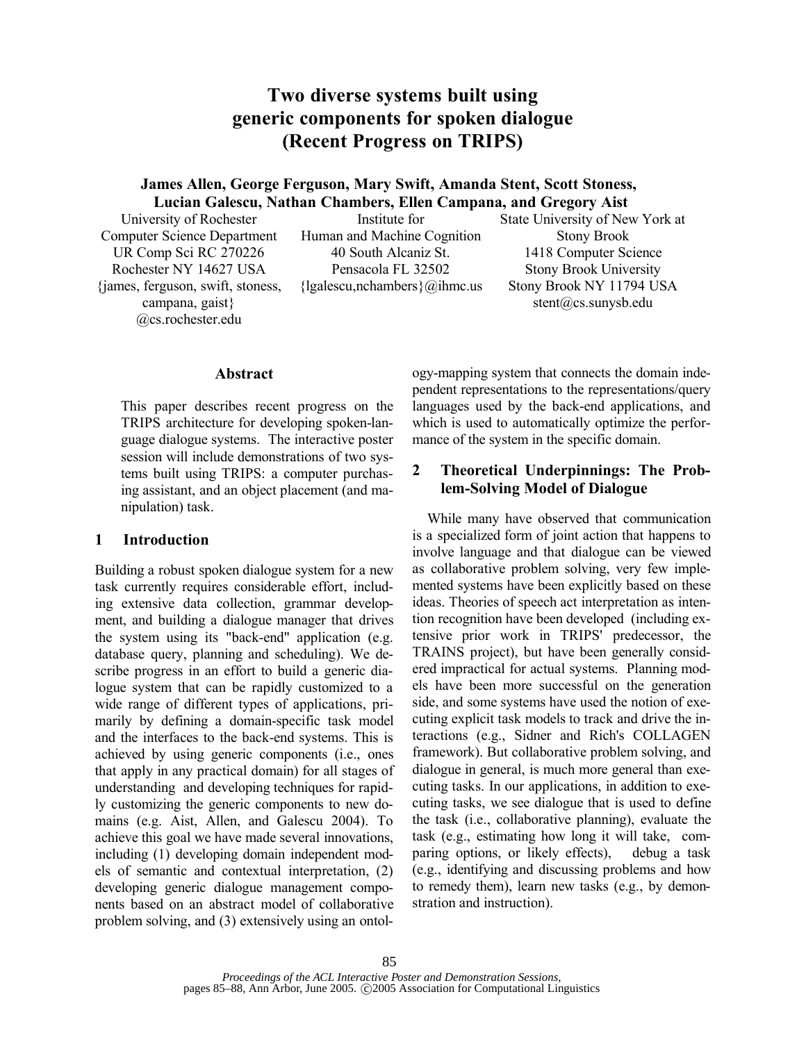# Two diverse systems built using generic components for spoken dialogue (Recent Progress on TRIPS)

**James Allen, George Ferguson, Mary Swift, Amanda Stent, Scott Stoness, Lucian Galescu, Nathan Chambers, Ellen Campana, and Gregory Aist**

University of Rochester
Computer Science Department
UR Comp Sci RC 270226
Rochester NY 14627 USA
{james, ferguson, swift, stoness, campana, gaist}@cs.rochester.edu

Institute for
Human and Machine Cognition
40 South Alcaniz St.
Pensacola FL 32502
{lgalescu,nchambers}@ihmc.us

State University of New York at
Stony Brook
1418 Computer Science
Stony Brook University
Stony Brook NY 11794 USA
stent@cs.sunysb.edu

## Abstract

This paper describes recent progress on the TRIPS architecture for developing spoken-language dialogue systems. The interactive poster session will include demonstrations of two systems built using TRIPS: a computer purchasing assistant, and an object placement (and manipulation) task.

## 1 Introduction

Building a robust spoken dialogue system for a new task currently requires considerable effort, including extensive data collection, grammar development, and building a dialogue manager that drives the system using its "back-end" application (e.g. database query, planning and scheduling). We describe progress in an effort to build a generic dialogue system that can be rapidly customized to a wide range of different types of applications, primarily by defining a domain-specific task model and the interfaces to the back-end systems. This is achieved by using generic components (i.e., ones that apply in any practical domain) for all stages of understanding and developing techniques for rapidly customizing the generic components to new domains (e.g. Aist, Allen, and Galescu 2004). To achieve this goal we have made several innovations, including (1) developing domain independent models of semantic and contextual interpretation, (2) developing generic dialogue management components based on an abstract model of collaborative problem solving, and (3) extensively using an ontology-mapping system that connects the domain independent representations to the representations/query languages used by the back-end applications, and which is used to automatically optimize the performance of the system in the specific domain.

## 2 Theoretical Underpinnings: The Problem-Solving Model of Dialogue

While many have observed that communication is a specialized form of joint action that happens to involve language and that dialogue can be viewed as collaborative problem solving, very few implemented systems have been explicitly based on these ideas. Theories of speech act interpretation as intention recognition have been developed (including extensive prior work in TRIPS' predecessor, the TRAINS project), but have been generally considered impractical for actual systems. Planning models have been more successful on the generation side, and some systems have used the notion of executing explicit task models to track and drive the interactions (e.g., Sidner and Rich's COLLAGEN framework). But collaborative problem solving, and dialogue in general, is much more general than executing tasks. In our applications, in addition to executing tasks, we see dialogue that is used to define the task (i.e., collaborative planning), evaluate the task (e.g., estimating how long it will take, comparing options, or likely effects), debug a task (e.g., identifying and discussing problems and how to remedy them), learn new tasks (e.g., by demonstration and instruction).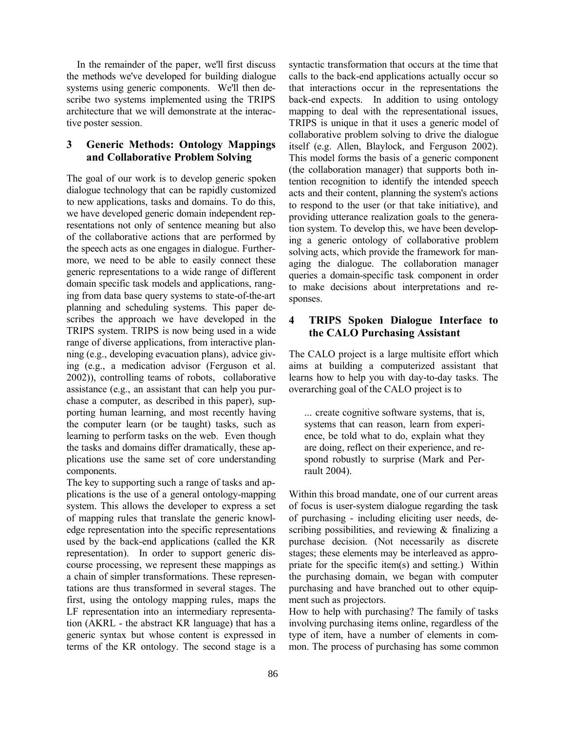In the remainder of the paper, we'll first discuss the methods we've developed for building dialogue systems using generic components. We'll then describe two systems implemented using the TRIPS architecture that we will demonstrate at the interactive poster session.

## 3 Generic Methods: Ontology Mappings and Collaborative Problem Solving

The goal of our work is to develop generic spoken dialogue technology that can be rapidly customized to new applications, tasks and domains. To do this, we have developed generic domain independent representations not only of sentence meaning but also of the collaborative actions that are performed by the speech acts as one engages in dialogue. Furthermore, we need to be able to easily connect these generic representations to a wide range of different domain specific task models and applications, ranging from data base query systems to state-of-the-art planning and scheduling systems. This paper describes the approach we have developed in the TRIPS system. TRIPS is now being used in a wide range of diverse applications, from interactive planning (e.g., developing evacuation plans), advice giving (e.g., a medication advisor (Ferguson et al. 2002)), controlling teams of robots, collaborative assistance (e.g., an assistant that can help you purchase a computer, as described in this paper), supporting human learning, and most recently having the computer learn (or be taught) tasks, such as learning to perform tasks on the web. Even though the tasks and domains differ dramatically, these applications use the same set of core understanding components.

The key to supporting such a range of tasks and applications is the use of a general ontology-mapping system. This allows the developer to express a set of mapping rules that translate the generic knowledge representation into the specific representations used by the back-end applications (called the KR representation). In order to support generic discourse processing, we represent these mappings as a chain of simpler transformations. These representations are thus transformed in several stages. The first, using the ontology mapping rules, maps the LF representation into an intermediary representation (AKRL - the abstract KR language) that has a generic syntax but whose content is expressed in terms of the KR ontology. The second stage is a syntactic transformation that occurs at the time that calls to the back-end applications actually occur so that interactions occur in the representations the back-end expects. In addition to using ontology mapping to deal with the representational issues, TRIPS is unique in that it uses a generic model of collaborative problem solving to drive the dialogue itself (e.g. Allen, Blaylock, and Ferguson 2002). This model forms the basis of a generic component (the collaboration manager) that supports both intention recognition to identify the intended speech acts and their content, planning the system's actions to respond to the user (or that take initiative), and providing utterance realization goals to the generation system. To develop this, we have been developing a generic ontology of collaborative problem solving acts, which provide the framework for managing the dialogue. The collaboration manager queries a domain-specific task component in order to make decisions about interpretations and responses.

## 4 TRIPS Spoken Dialogue Interface to the CALO Purchasing Assistant

The CALO project is a large multisite effort which aims at building a computerized assistant that learns how to help you with day-to-day tasks. The overarching goal of the CALO project is to

> ... create cognitive software systems, that is, systems that can reason, learn from experience, be told what to do, explain what they are doing, reflect on their experience, and respond robustly to surprise (Mark and Perrault 2004).

Within this broad mandate, one of our current areas of focus is user-system dialogue regarding the task of purchasing - including eliciting user needs, describing possibilities, and reviewing & finalizing a purchase decision. (Not necessarily as discrete stages; these elements may be interleaved as appropriate for the specific item(s) and setting.) Within the purchasing domain, we began with computer purchasing and have branched out to other equipment such as projectors.

How to help with purchasing? The family of tasks involving purchasing items online, regardless of the type of item, have a number of elements in common. The process of purchasing has some common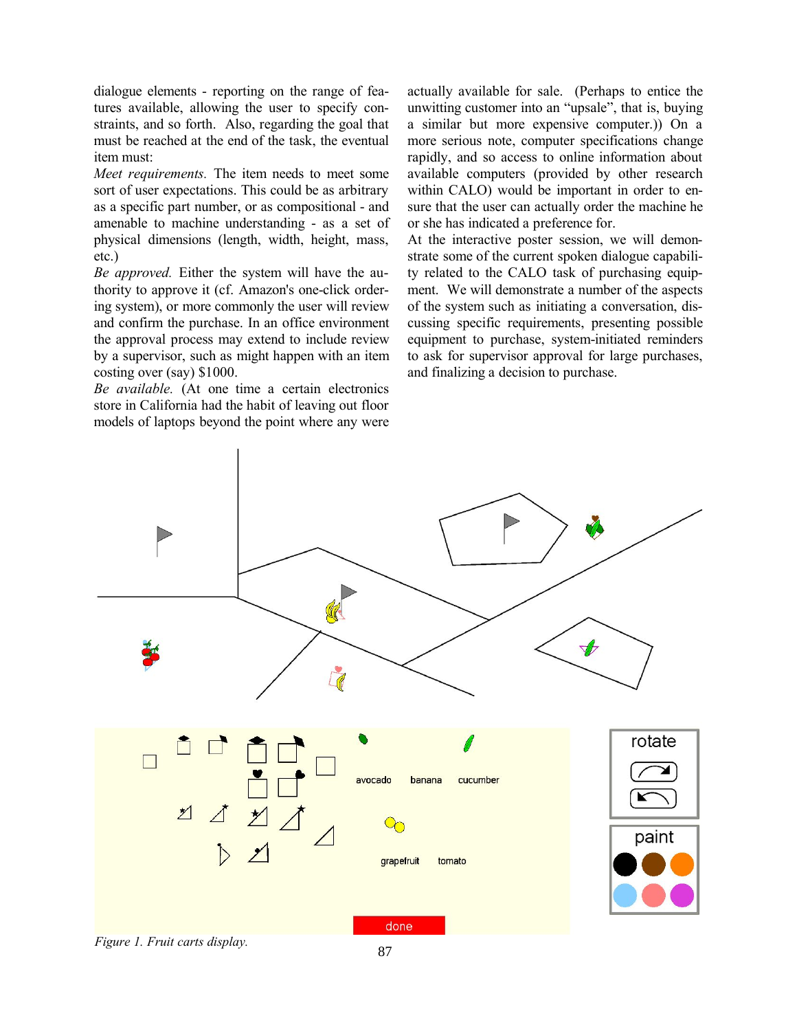dialogue elements - reporting on the range of features available, allowing the user to specify constraints, and so forth. Also, regarding the goal that must be reached at the end of the task, the eventual item must:

*Meet requirements.* The item needs to meet some sort of user expectations. This could be as arbitrary as a specific part number, or as compositional - and amenable to machine understanding - as a set of physical dimensions (length, width, height, mass, etc.)

*Be approved.* Either the system will have the authority to approve it (cf. Amazon's one-click ordering system), or more commonly the user will review and confirm the purchase. In an office environment the approval process may extend to include review by a supervisor, such as might happen with an item costing over (say) $1000.

*Be available.* (At one time a certain electronics store in California had the habit of leaving out floor models of laptops beyond the point where any were actually available for sale. (Perhaps to entice the unwitting customer into an "upsale", that is, buying a similar but more expensive computer.)) On a more serious note, computer specifications change rapidly, and so access to online information about available computers (provided by other research within CALO) would be important in order to ensure that the user can actually order the machine he or she has indicated a preference for.

At the interactive poster session, we will demonstrate some of the current spoken dialogue capability related to the CALO task of purchasing equipment. We will demonstrate a number of the aspects of the system such as initiating a conversation, discussing specific requirements, presenting possible equipment to purchase, system-initiated reminders to ask for supervisor approval for large purchases, and finalizing a decision to purchase.

*Figure 1. Fruit carts display.*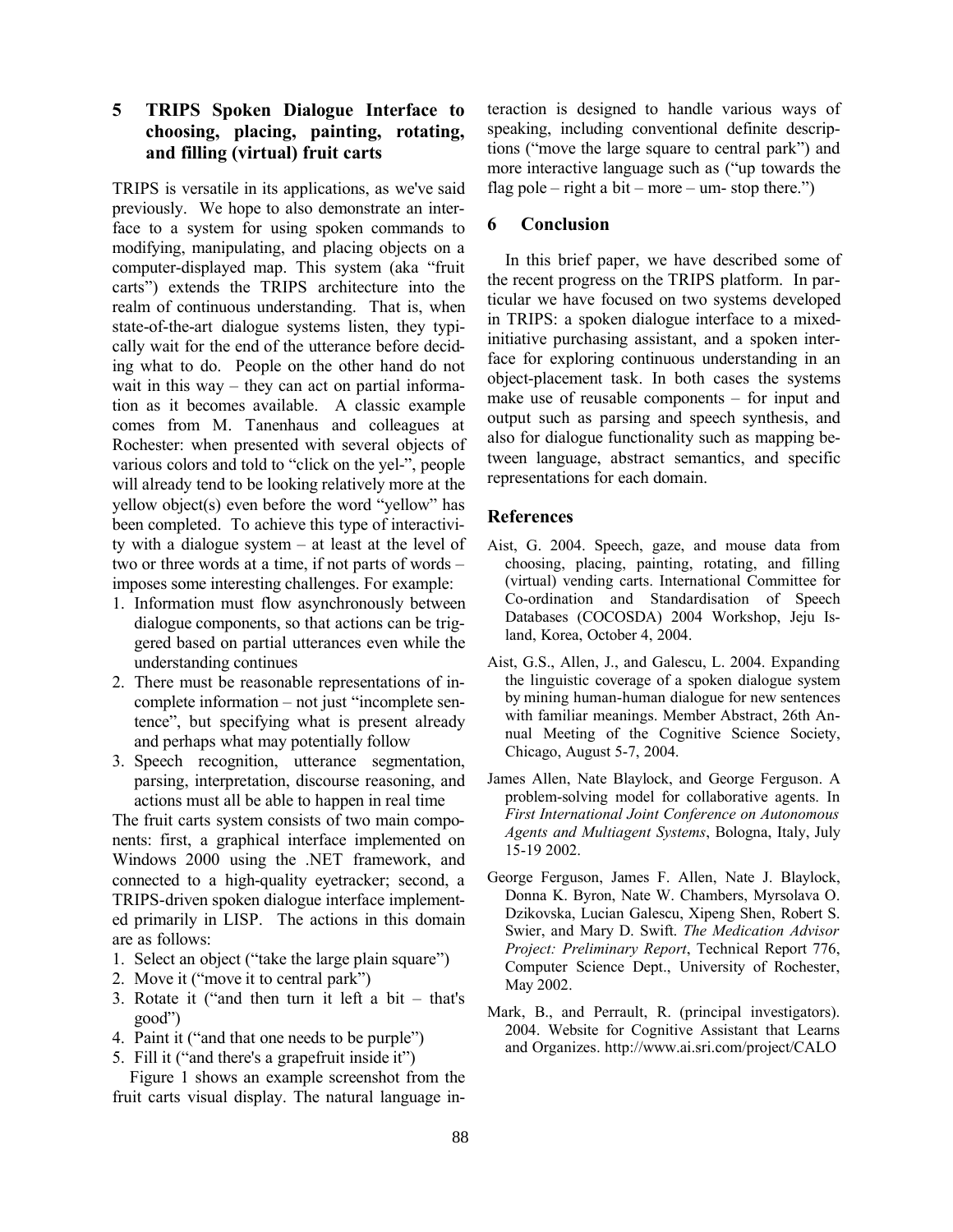## 5 TRIPS Spoken Dialogue Interface to choosing, placing, painting, rotating, and filling (virtual) fruit carts

TRIPS is versatile in its applications, as we've said previously. We hope to also demonstrate an interface to a system for using spoken commands to modifying, manipulating, and placing objects on a computer-displayed map. This system (aka "fruit carts") extends the TRIPS architecture into the realm of continuous understanding. That is, when state-of-the-art dialogue systems listen, they typically wait for the end of the utterance before deciding what to do. People on the other hand do not wait in this way – they can act on partial information as it becomes available. A classic example comes from M. Tanenhaus and colleagues at Rochester: when presented with several objects of various colors and told to "click on the yel-", people will already tend to be looking relatively more at the yellow object(s) even before the word "yellow" has been completed. To achieve this type of interactivity with a dialogue system – at least at the level of two or three words at a time, if not parts of words – imposes some interesting challenges. For example:

1. Information must flow asynchronously between dialogue components, so that actions can be triggered based on partial utterances even while the understanding continues
2. There must be reasonable representations of incomplete information – not just "incomplete sentence", but specifying what is present already and perhaps what may potentially follow
3. Speech recognition, utterance segmentation, parsing, interpretation, discourse reasoning, and actions must all be able to happen in real time

The fruit carts system consists of two main components: first, a graphical interface implemented on Windows 2000 using the .NET framework, and connected to a high-quality eyetracker; second, a TRIPS-driven spoken dialogue interface implemented primarily in LISP. The actions in this domain are as follows:

1. Select an object ("take the large plain square")
2. Move it ("move it to central park")
3. Rotate it ("and then turn it left a bit – that's good")
4. Paint it ("and that one needs to be purple")
5. Fill it ("and there's a grapefruit inside it")

Figure 1 shows an example screenshot from the fruit carts visual display. The natural language interaction is designed to handle various ways of speaking, including conventional definite descriptions ("move the large square to central park") and more interactive language such as ("up towards the flag pole – right a bit – more – um- stop there.")

## 6 Conclusion

In this brief paper, we have described some of the recent progress on the TRIPS platform. In particular we have focused on two systems developed in TRIPS: a spoken dialogue interface to a mixed-initiative purchasing assistant, and a spoken interface for exploring continuous understanding in an object-placement task. In both cases the systems make use of reusable components – for input and output such as parsing and speech synthesis, and also for dialogue functionality such as mapping between language, abstract semantics, and specific representations for each domain.

## References

Aist, G. 2004. Speech, gaze, and mouse data from choosing, placing, painting, rotating, and filling (virtual) vending carts. International Committee for Co-ordination and Standardisation of Speech Databases (COCOSDA) 2004 Workshop, Jeju Island, Korea, October 4, 2004.

Aist, G.S., Allen, J., and Galescu, L. 2004. Expanding the linguistic coverage of a spoken dialogue system by mining human-human dialogue for new sentences with familiar meanings. Member Abstract, 26th Annual Meeting of the Cognitive Science Society, Chicago, August 5-7, 2004.

James Allen, Nate Blaylock, and George Ferguson. A problem-solving model for collaborative agents. In *First International Joint Conference on Autonomous Agents and Multiagent Systems*, Bologna, Italy, July 15-19 2002.

George Ferguson, James F. Allen, Nate J. Blaylock, Donna K. Byron, Nate W. Chambers, Myrsolava O. Dzikovska, Lucian Galescu, Xipeng Shen, Robert S. Swier, and Mary D. Swift. *The Medication Advisor Project: Preliminary Report*, Technical Report 776, Computer Science Dept., University of Rochester, May 2002.

Mark, B., and Perrault, R. (principal investigators). 2004. Website for Cognitive Assistant that Learns and Organizes. http://www.ai.sri.com/project/CALO